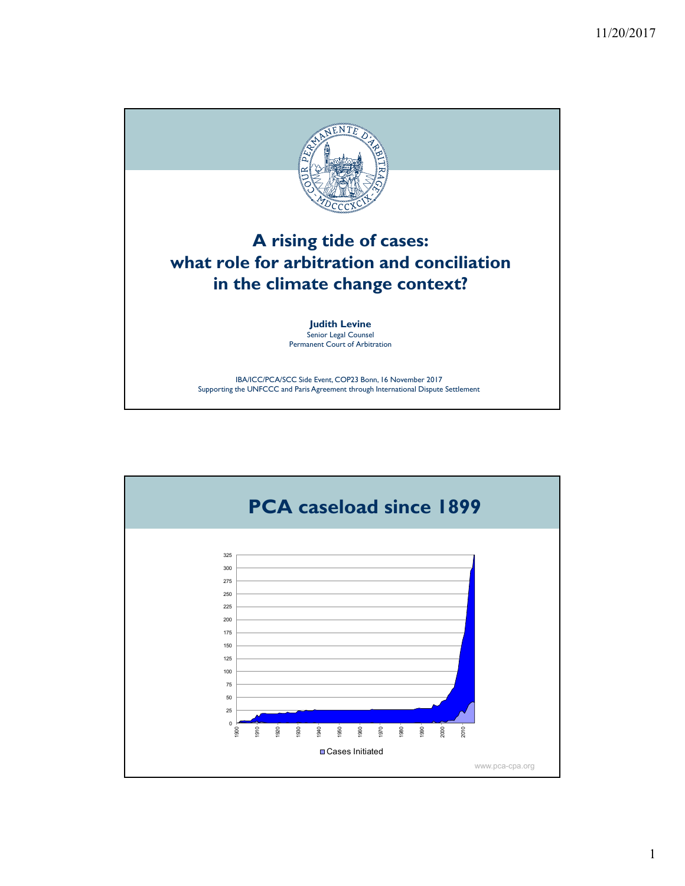# A rising tide of cases: what role for arbitration and conciliation in the climate change context?

**Judith Levine**
Senior Legal Counsel
Permanent Court of Arbitration

IBA/ICC/PCA/SCC Side Event, COP23 Bonn, 16 November 2017
Supporting the UNFCCC and Paris Agreement through International Dispute Settlement

## PCA caseload since 1899

Cases Initiated

www.pca-cpa.org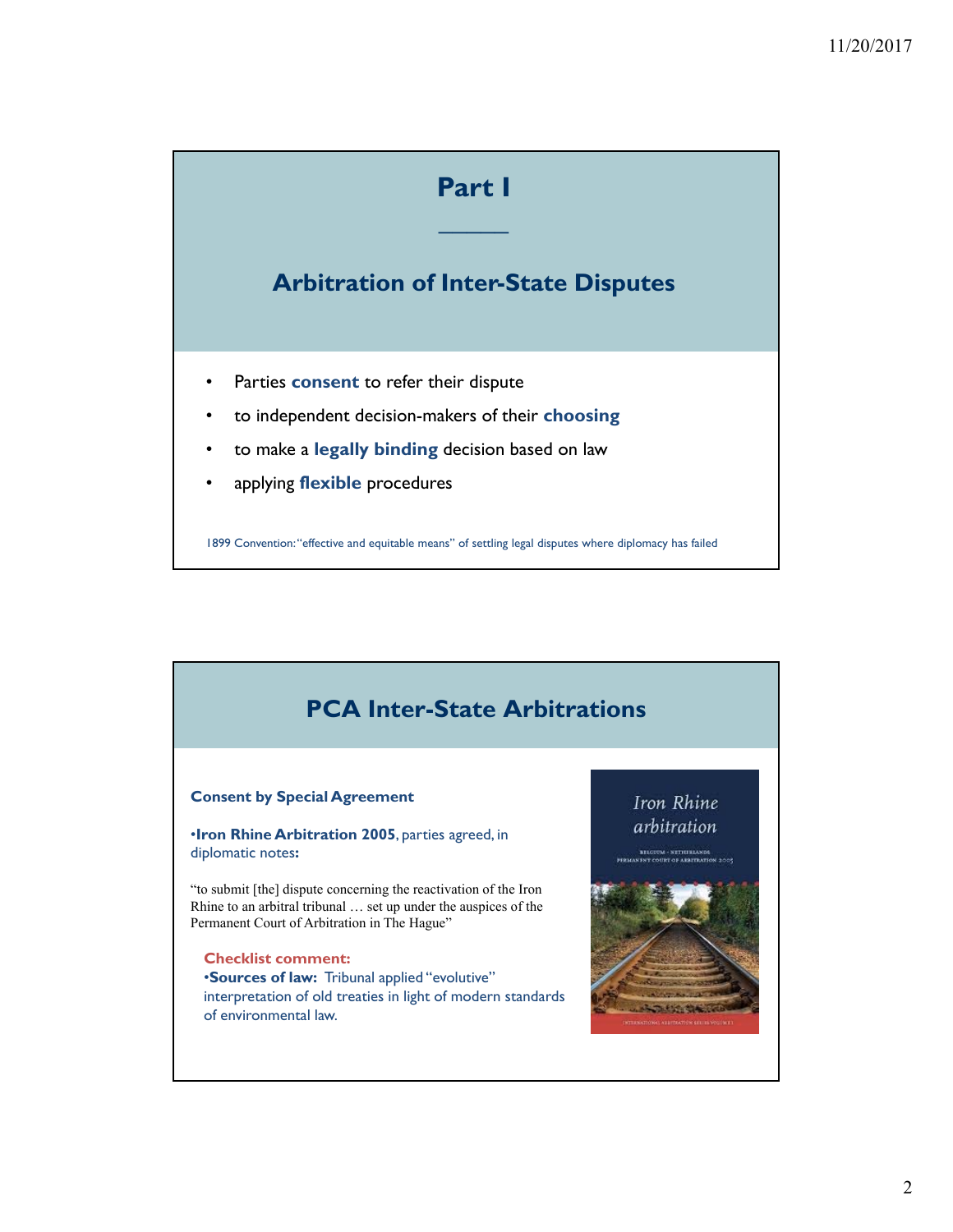# Part I

## Arbitration of Inter-State Disputes

- Parties **consent** to refer their dispute
- to independent decision-makers of their **choosing**
- to make a **legally binding** decision based on law
- applying **flexible** procedures

1899 Convention: "effective and equitable means" of settling legal disputes where diplomacy has failed

## PCA Inter-State Arbitrations

**Consent by Special Agreement**

- **Iron Rhine Arbitration 2005**, parties agreed, in diplomatic notes**:**

"to submit [the] dispute concerning the reactivation of the Iron Rhine to an arbitral tribunal … set up under the auspices of the Permanent Court of Arbitration in The Hague"

**Checklist comment:**

- **Sources of law:** Tribunal applied "evolutive" interpretation of old treaties in light of modern standards of environmental law.

Iron Rhine arbitration

BELGIUM - NETHERLANDS
PERMANENT COURT OF ARBITRATION 2005

INTERNATIONAL ARBITRATION SERIES VOLUME 1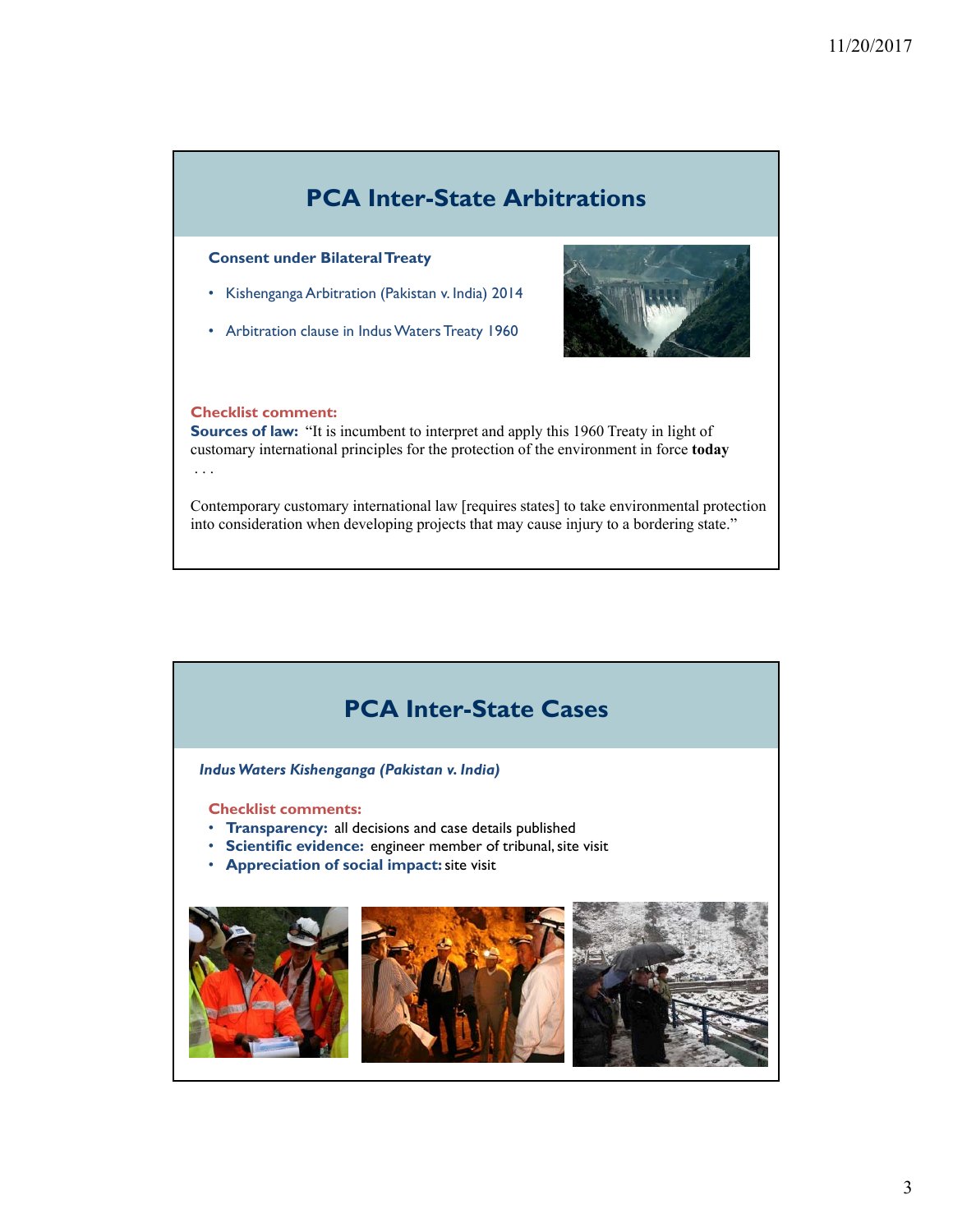## PCA Inter-State Arbitrations

**Consent under Bilateral Treaty**

- Kishenganga Arbitration (Pakistan v. India) 2014
- Arbitration clause in Indus Waters Treaty 1960

**Checklist comment:**
**Sources of law:** "It is incumbent to interpret and apply this 1960 Treaty in light of customary international principles for the protection of the environment in force **today** . . .

Contemporary customary international law [requires states] to take environmental protection into consideration when developing projects that may cause injury to a bordering state."

## PCA Inter-State Cases

***Indus Waters Kishenganga (Pakistan v. India)***

**Checklist comments:**

- **Transparency:** all decisions and case details published
- **Scientific evidence:** engineer member of tribunal, site visit
- **Appreciation of social impact:** site visit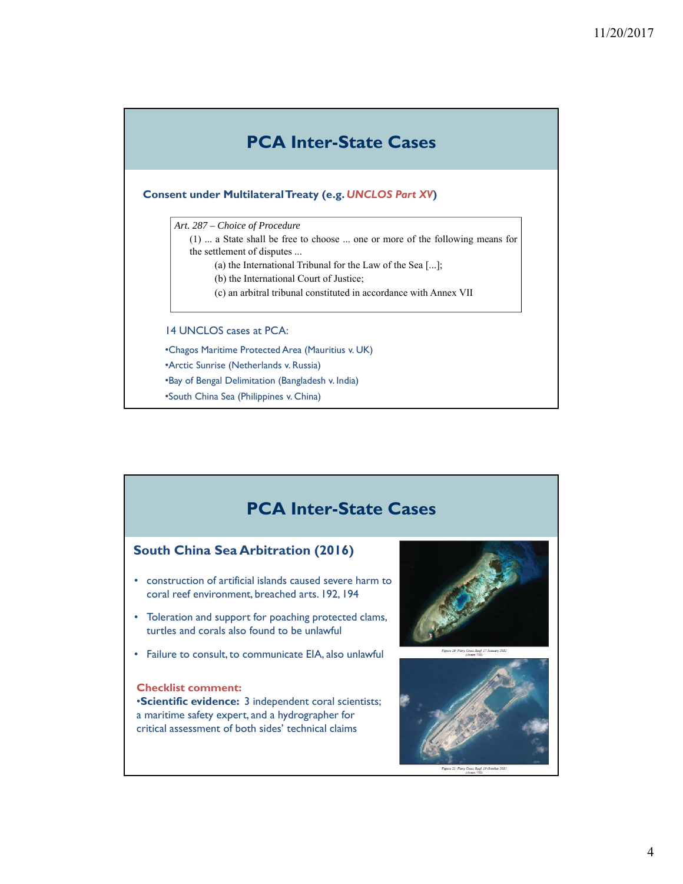## PCA Inter-State Cases

**Consent under Multilateral Treaty (e.g. *UNCLOS Part XV*)**

> *Art. 287 – Choice of Procedure*
>
> (1) ... a State shall be free to choose ... one or more of the following means for the settlement of disputes ...
>
> (a) the International Tribunal for the Law of the Sea [...];
>
> (b) the International Court of Justice;
>
> (c) an arbitral tribunal constituted in accordance with Annex VII

14 UNCLOS cases at PCA:

- Chagos Maritime Protected Area (Mauritius v. UK)
- Arctic Sunrise (Netherlands v. Russia)
- Bay of Bengal Delimitation (Bangladesh v. India)
- South China Sea (Philippines v. China)

## PCA Inter-State Cases

### South China Sea Arbitration (2016)

- construction of artificial islands caused severe harm to coral reef environment, breached arts. 192, 194
- Toleration and support for poaching protected clams, turtles and corals also found to be unlawful
- Failure to consult, to communicate EIA, also unlawful

**Checklist comment:**

- **Scientific evidence:** 3 independent coral scientists; a maritime safety expert, and a hydrographer for critical assessment of both sides' technical claims

Figure 20: Fiery Cross Reef, 17 January 2012 (Annex 788)

Figure 21: Fiery Cross Reef, 19 October 2015 (Annex 788)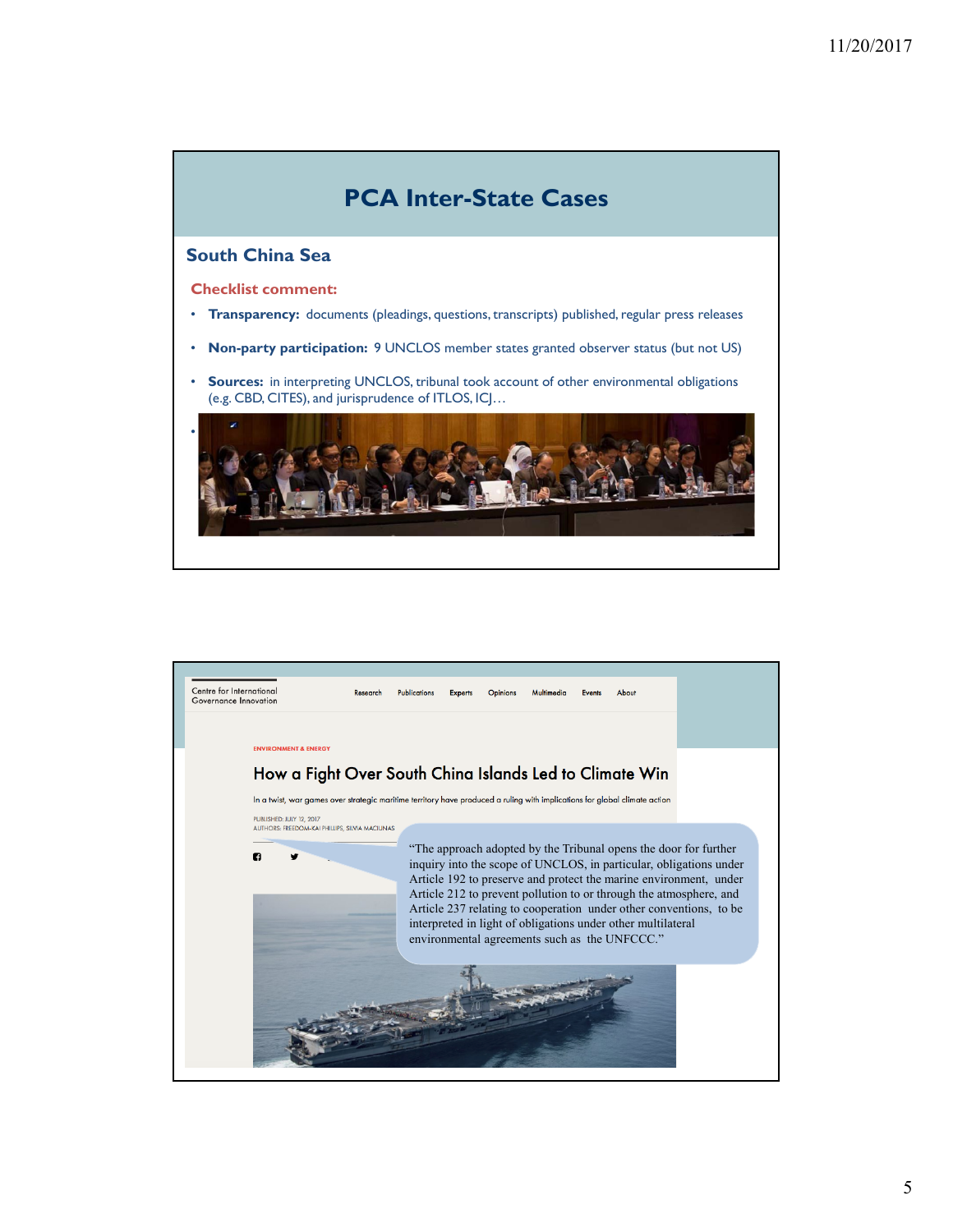## PCA Inter-State Cases

### South China Sea

**Checklist comment:**

- **Transparency:** documents (pleadings, questions, transcripts) published, regular press releases
- **Non-party participation:** 9 UNCLOS member states granted observer status (but not US)
- **Sources:** in interpreting UNCLOS, tribunal took account of other environmental obligations (e.g. CBD, CITES), and jurisprudence of ITLOS, ICJ…

Centre for International Governance Innovation

ENVIRONMENT & ENERGY

### How a Fight Over South China Islands Led to Climate Win

In a twist, war games over strategic maritime territory have produced a ruling with implications for global climate action

PUBLISHED: JULY 12, 2017
AUTHORS: FREEDOM-KAI PHILLIPS, SILVIA MACIUNAS

"The approach adopted by the Tribunal opens the door for further inquiry into the scope of UNCLOS, in particular, obligations under Article 192 to preserve and protect the marine environment, under Article 212 to prevent pollution to or through the atmosphere, and Article 237 relating to cooperation under other conventions, to be interpreted in light of obligations under other multilateral environmental agreements such as the UNFCCC."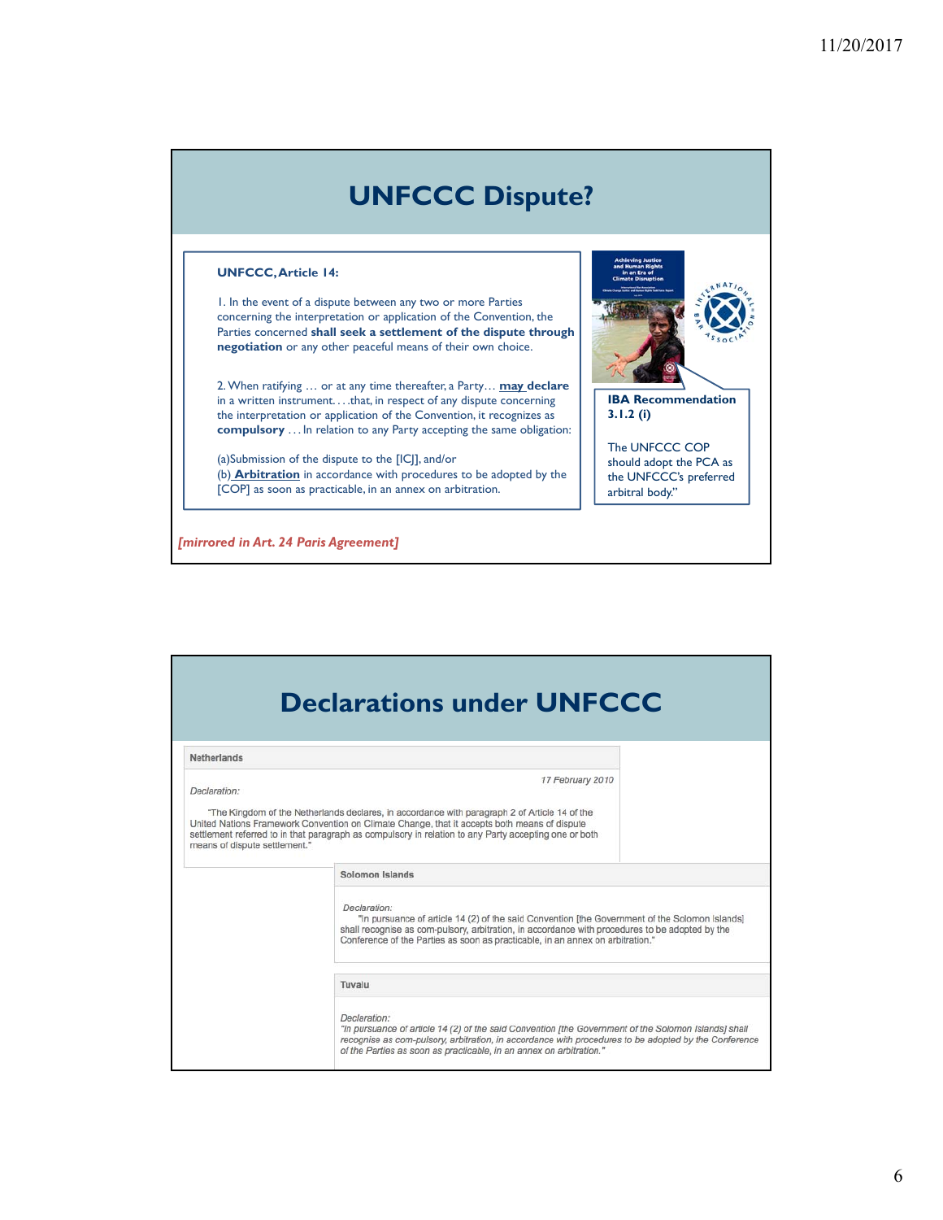# UNFCCC Dispute?

**UNFCCC, Article 14:**

1. In the event of a dispute between any two or more Parties concerning the interpretation or application of the Convention, the Parties concerned **shall seek a settlement of the dispute through negotiation** or any other peaceful means of their own choice.

2. When ratifying … or at any time thereafter, a Party… **may declare** in a written instrument. . . .that, in respect of any dispute concerning the interpretation or application of the Convention, it recognizes as **compulsory** . . . In relation to any Party accepting the same obligation:

(a)Submission of the dispute to the [ICJ], and/or
(b) **Arbitration** in accordance with procedures to be adopted by the [COP] as soon as practicable, in an annex on arbitration.

Achieving Justice and Human Rights in an Era of Climate Disruption

**IBA Recommendation 3.1.2 (i)**

The UNFCCC COP should adopt the PCA as the UNFCCC's preferred arbitral body."

*[mirrored in Art. 24 Paris Agreement]*

# Declarations under UNFCCC

**Netherlands**

17 February 2010

*Declaration:*

"The Kingdom of the Netherlands declares, in accordance with paragraph 2 of Article 14 of the United Nations Framework Convention on Climate Change, that it accepts both means of dispute settlement referred to in that paragraph as compulsory in relation to any Party accepting one or both means of dispute settlement."

**Solomon Islands**

*Declaration:*

"In pursuance of article 14 (2) of the said Convention [the Government of the Solomon Islands] shall recognise as com-pulsory, arbitration, in accordance with procedures to be adopted by the Conference of the Parties as soon as practicable, in an annex on arbitration."

**Tuvalu**

*Declaration:*

*"In pursuance of article 14 (2) of the said Convention [the Government of the Solomon Islands] shall recognise as com-pulsory, arbitration, in accordance with procedures to be adopted by the Conference of the Parties as soon as practicable, in an annex on arbitration."*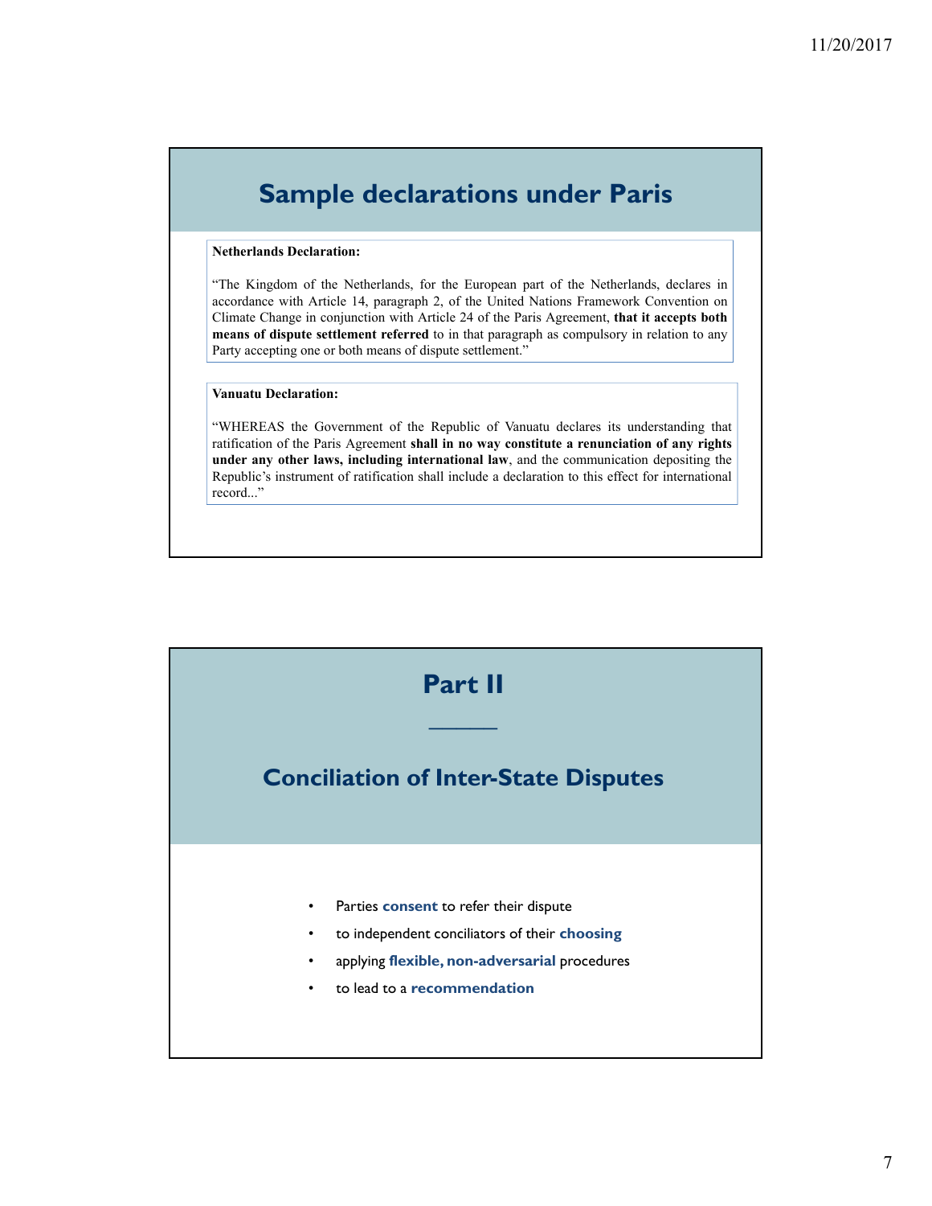## Sample declarations under Paris

**Netherlands Declaration:**

"The Kingdom of the Netherlands, for the European part of the Netherlands, declares in accordance with Article 14, paragraph 2, of the United Nations Framework Convention on Climate Change in conjunction with Article 24 of the Paris Agreement, **that it accepts both means of dispute settlement referred** to in that paragraph as compulsory in relation to any Party accepting one or both means of dispute settlement."

**Vanuatu Declaration:**

"WHEREAS the Government of the Republic of Vanuatu declares its understanding that ratification of the Paris Agreement **shall in no way constitute a renunciation of any rights under any other laws, including international law**, and the communication depositing the Republic's instrument of ratification shall include a declaration to this effect for international record..."

## Part II

## Conciliation of Inter-State Disputes

- Parties **consent** to refer their dispute
- to independent conciliators of their **choosing**
- applying **flexible, non-adversarial** procedures
- to lead to a **recommendation**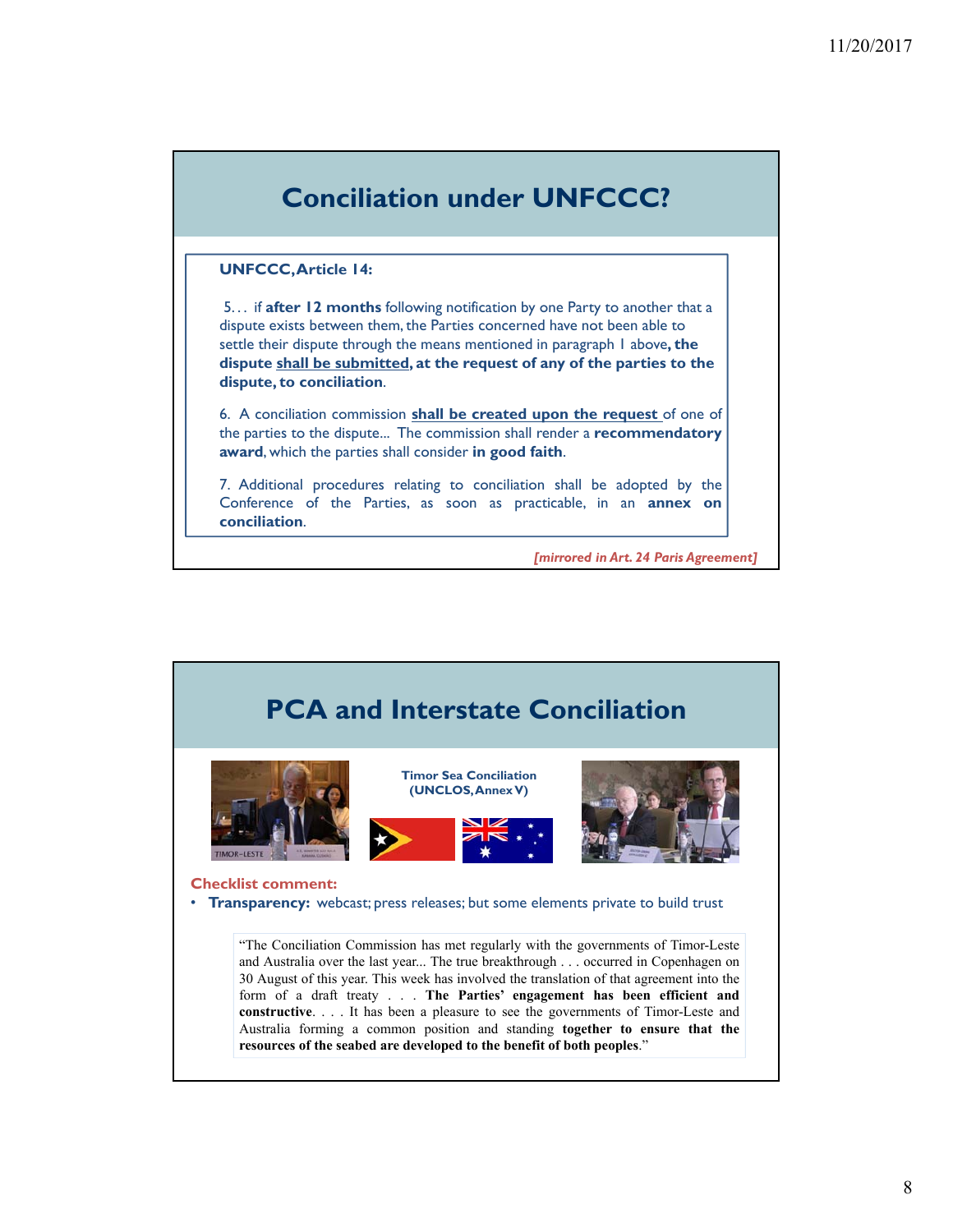# Conciliation under UNFCCC?

**UNFCCC, Article 14:**

5… if **after 12 months** following notification by one Party to another that a dispute exists between them, the Parties concerned have not been able to settle their dispute through the means mentioned in paragraph 1 above**, the dispute <u>shall be submitted</u>, at the request of any of the parties to the dispute, to conciliation**.

6. A conciliation commission **<u>shall be created upon the request</u>** of one of the parties to the dispute... The commission shall render a **recommendatory award**, which the parties shall consider **in good faith**.

7. Additional procedures relating to conciliation shall be adopted by the Conference of the Parties, as soon as practicable, in an **annex on conciliation**.

***[mirrored in Art. 24 Paris Agreement]***

# PCA and Interstate Conciliation

**Timor Sea Conciliation (UNCLOS, Annex V)**

**Checklist comment:**

- **Transparency:** webcast; press releases; but some elements private to build trust

> "The Conciliation Commission has met regularly with the governments of Timor-Leste and Australia over the last year... The true breakthrough . . . occurred in Copenhagen on 30 August of this year. This week has involved the translation of that agreement into the form of a draft treaty . . . **The Parties' engagement has been efficient and constructive**. . . . It has been a pleasure to see the governments of Timor-Leste and Australia forming a common position and standing **together to ensure that the resources of the seabed are developed to the benefit of both peoples**."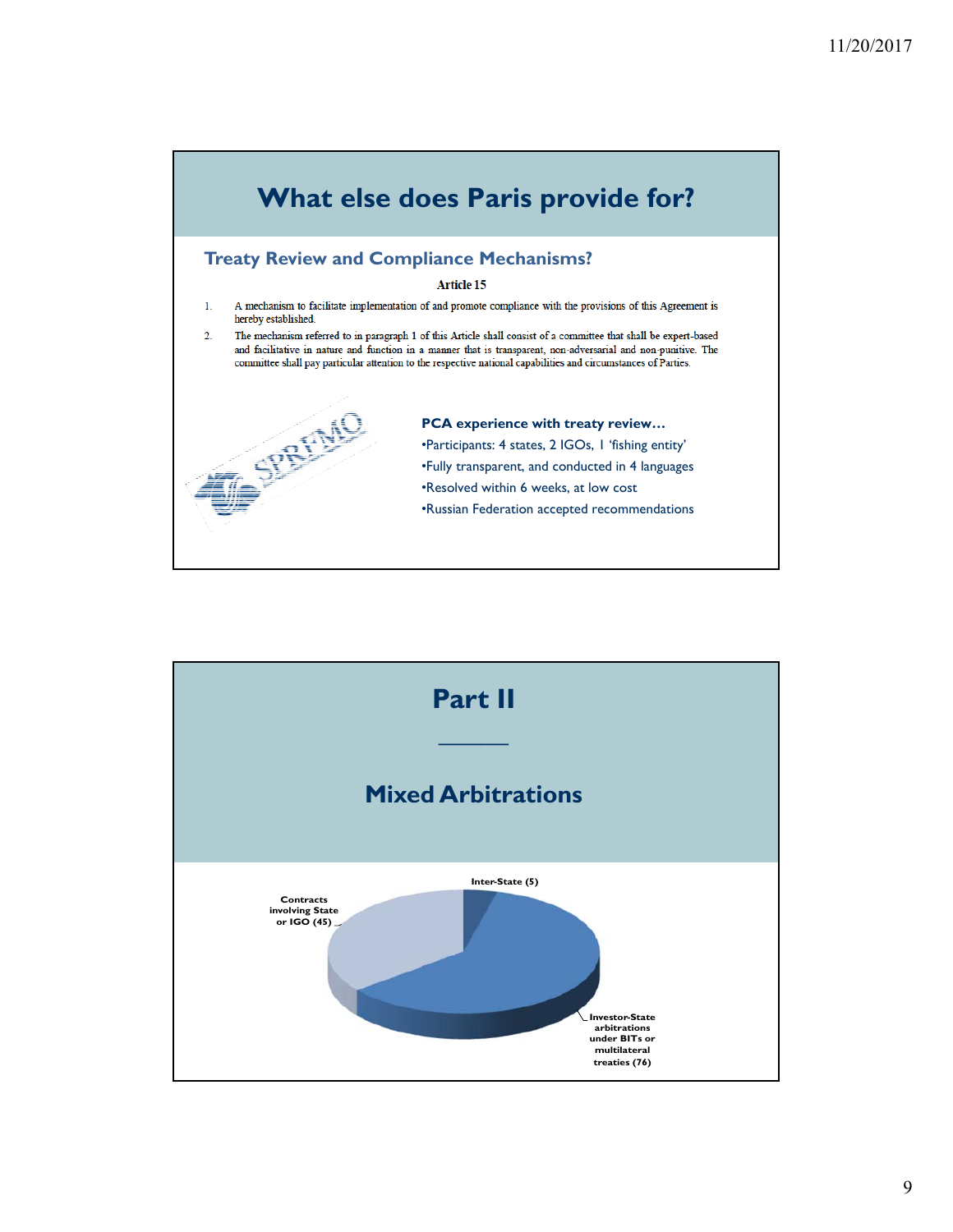# What else does Paris provide for?

## Treaty Review and Compliance Mechanisms?

**Article 15**

1. A mechanism to facilitate implementation of and promote compliance with the provisions of this Agreement is hereby established.
2. The mechanism referred to in paragraph 1 of this Article shall consist of a committee that shall be expert-based and facilitative in nature and function in a manner that is transparent, non-adversarial and non-punitive. The committee shall pay particular attention to the respective national capabilities and circumstances of Parties.

SPRFMO

**PCA experience with treaty review…**

- Participants: 4 states, 2 IGOs, 1 'fishing entity'
- Fully transparent, and conducted in 4 languages
- Resolved within 6 weeks, at low cost
- Russian Federation accepted recommendations

# Part II

## Mixed Arbitrations

- Inter-State (5)
- Contracts involving State or IGO (45)
- Investor-State arbitrations under BITs or multilateral treaties (76)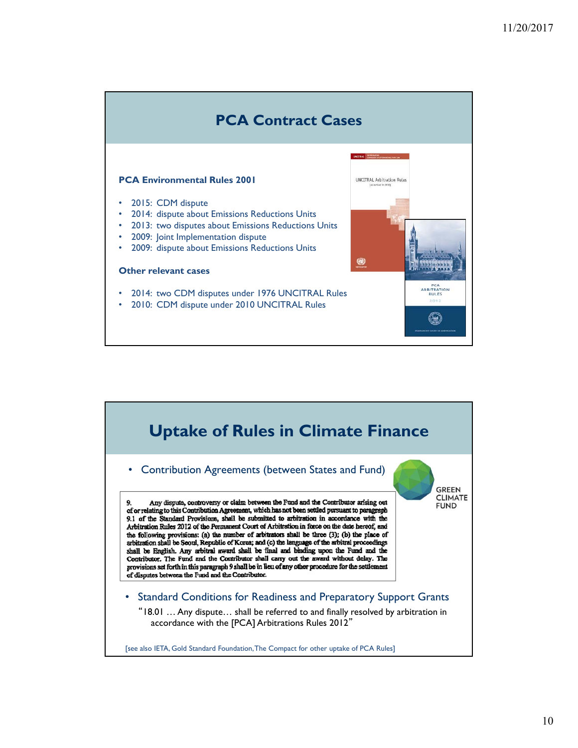## PCA Contract Cases

### PCA Environmental Rules 2001

- 2015: CDM dispute
- 2014: dispute about Emissions Reductions Units
- 2013: two disputes about Emissions Reductions Units
- 2009: Joint Implementation dispute
- 2009: dispute about Emissions Reductions Units

### Other relevant cases

- 2014: two CDM disputes under 1976 UNCITRAL Rules
- 2010: CDM dispute under 2010 UNCITRAL Rules

## Uptake of Rules in Climate Finance

- Contribution Agreements (between States and Fund)

> 9. Any dispute, controversy or claim between the Fund and the Contributor arising out of or relating to this Contribution Agreement, which has not been settled pursuant to paragraph 9.1 of the Standard Provisions, shall be submitted to arbitration in accordance with the Arbitration Rules 2012 of the Permanent Court of Arbitration in force on the date hereof, and the following provisions: (a) the number of arbitrators shall be three (3); (b) the place of arbitration shall be Seoul, Republic of Korea; and (c) the language of the arbitral proceedings shall be English. Any arbitral award shall be final and binding upon the Fund and the Contributor. The Fund and the Contributor shall carry out the award without delay. The provisions set forth in this paragraph 9 shall be in lieu of any other procedure for the settlement of disputes between the Fund and the Contributor.

- Standard Conditions for Readiness and Preparatory Support Grants

  "18.01 … Any dispute… shall be referred to and finally resolved by arbitration in accordance with the [PCA] Arbitrations Rules 2012"

[see also IETA, Gold Standard Foundation, The Compact for other uptake of PCA Rules]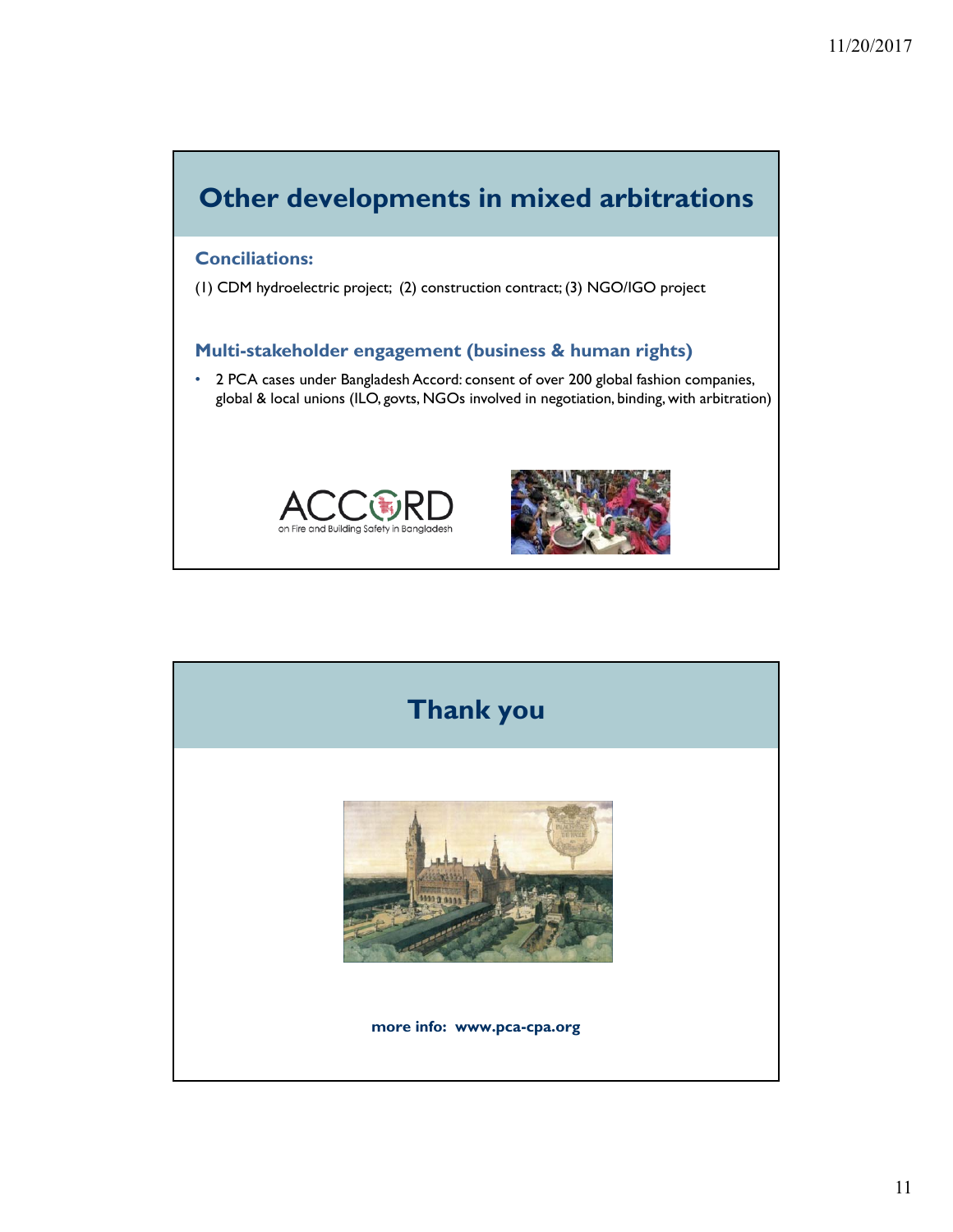## Other developments in mixed arbitrations

### Conciliations:

(1) CDM hydroelectric project; (2) construction contract; (3) NGO/IGO project

### Multi-stakeholder engagement (business & human rights)

- 2 PCA cases under Bangladesh Accord: consent of over 200 global fashion companies, global & local unions (ILO, govts, NGOs involved in negotiation, binding, with arbitration)

ACCORD on Fire and Building Safety in Bangladesh

## Thank you

**more info: www.pca-cpa.org**